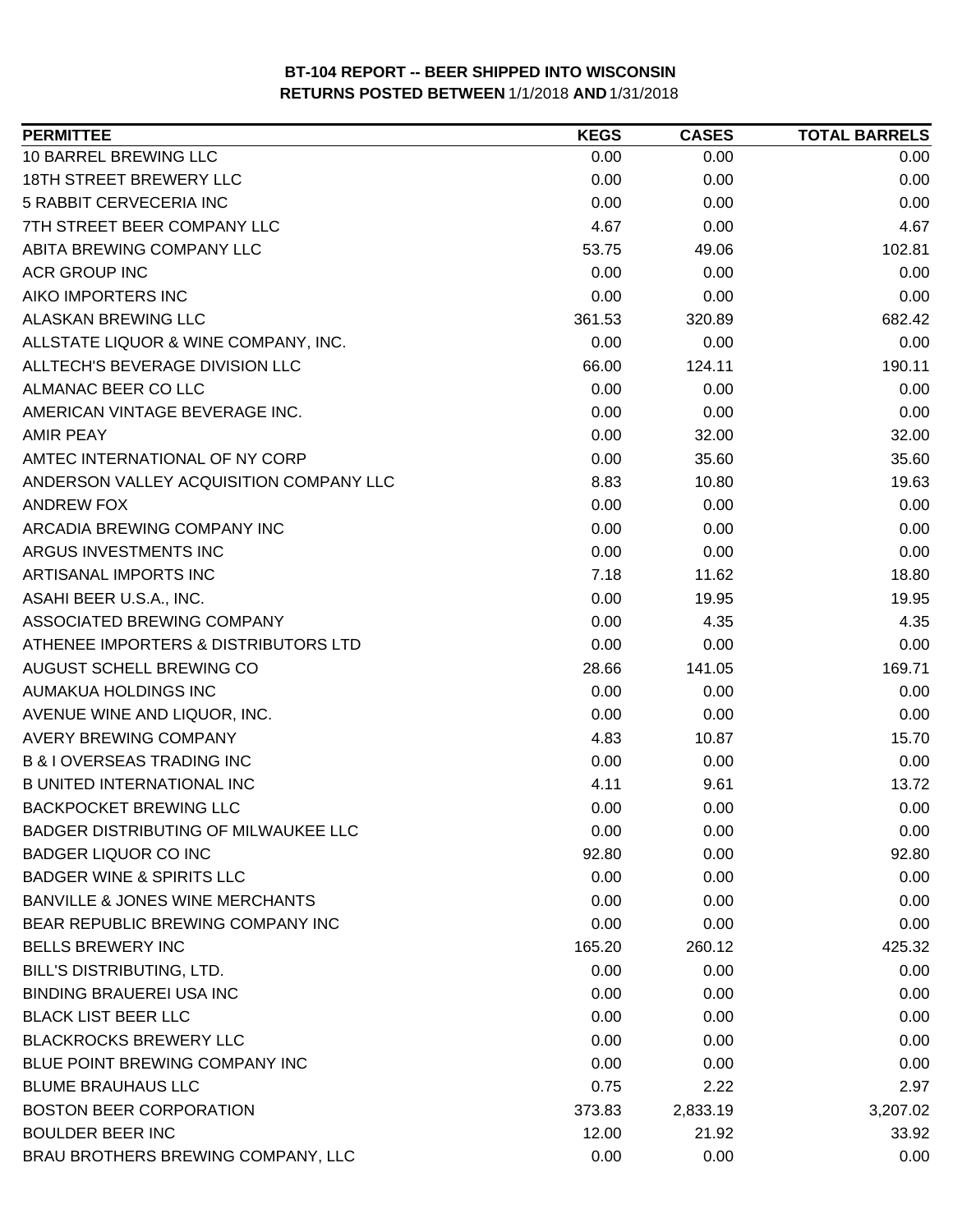**BT-104 REPORT -- BEER SHIPPED INTO WISCONSIN**
**RETURNS POSTED BETWEEN 1/1/2018 AND 1/31/2018**

| PERMITTEE | KEGS | CASES | TOTAL BARRELS |
|---|---:|---:|---:|
| 10 BARREL BREWING LLC | 0.00 | 0.00 | 0.00 |
| 18TH STREET BREWERY LLC | 0.00 | 0.00 | 0.00 |
| 5 RABBIT CERVECERIA INC | 0.00 | 0.00 | 0.00 |
| 7TH STREET BEER COMPANY LLC | 4.67 | 0.00 | 4.67 |
| ABITA BREWING COMPANY LLC | 53.75 | 49.06 | 102.81 |
| ACR GROUP INC | 0.00 | 0.00 | 0.00 |
| AIKO IMPORTERS INC | 0.00 | 0.00 | 0.00 |
| ALASKAN BREWING LLC | 361.53 | 320.89 | 682.42 |
| ALLSTATE LIQUOR & WINE COMPANY, INC. | 0.00 | 0.00 | 0.00 |
| ALLTECH'S BEVERAGE DIVISION LLC | 66.00 | 124.11 | 190.11 |
| ALMANAC BEER CO LLC | 0.00 | 0.00 | 0.00 |
| AMERICAN VINTAGE BEVERAGE INC. | 0.00 | 0.00 | 0.00 |
| AMIR PEAY | 0.00 | 32.00 | 32.00 |
| AMTEC INTERNATIONAL OF NY CORP | 0.00 | 35.60 | 35.60 |
| ANDERSON VALLEY ACQUISITION COMPANY LLC | 8.83 | 10.80 | 19.63 |
| ANDREW FOX | 0.00 | 0.00 | 0.00 |
| ARCADIA BREWING COMPANY INC | 0.00 | 0.00 | 0.00 |
| ARGUS INVESTMENTS INC | 0.00 | 0.00 | 0.00 |
| ARTISANAL IMPORTS INC | 7.18 | 11.62 | 18.80 |
| ASAHI BEER U.S.A., INC. | 0.00 | 19.95 | 19.95 |
| ASSOCIATED BREWING COMPANY | 0.00 | 4.35 | 4.35 |
| ATHENEE IMPORTERS & DISTRIBUTORS LTD | 0.00 | 0.00 | 0.00 |
| AUGUST SCHELL BREWING CO | 28.66 | 141.05 | 169.71 |
| AUMAKUA HOLDINGS INC | 0.00 | 0.00 | 0.00 |
| AVENUE WINE AND LIQUOR, INC. | 0.00 | 0.00 | 0.00 |
| AVERY BREWING COMPANY | 4.83 | 10.87 | 15.70 |
| B & I OVERSEAS TRADING INC | 0.00 | 0.00 | 0.00 |
| B UNITED INTERNATIONAL INC | 4.11 | 9.61 | 13.72 |
| BACKPOCKET BREWING LLC | 0.00 | 0.00 | 0.00 |
| BADGER DISTRIBUTING OF MILWAUKEE LLC | 0.00 | 0.00 | 0.00 |
| BADGER LIQUOR CO INC | 92.80 | 0.00 | 92.80 |
| BADGER WINE & SPIRITS LLC | 0.00 | 0.00 | 0.00 |
| BANVILLE & JONES WINE MERCHANTS | 0.00 | 0.00 | 0.00 |
| BEAR REPUBLIC BREWING COMPANY INC | 0.00 | 0.00 | 0.00 |
| BELLS BREWERY INC | 165.20 | 260.12 | 425.32 |
| BILL'S DISTRIBUTING, LTD. | 0.00 | 0.00 | 0.00 |
| BINDING BRAUEREI USA INC | 0.00 | 0.00 | 0.00 |
| BLACK LIST BEER LLC | 0.00 | 0.00 | 0.00 |
| BLACKROCKS BREWERY LLC | 0.00 | 0.00 | 0.00 |
| BLUE POINT BREWING COMPANY INC | 0.00 | 0.00 | 0.00 |
| BLUME BRAUHAUS LLC | 0.75 | 2.22 | 2.97 |
| BOSTON BEER CORPORATION | 373.83 | 2,833.19 | 3,207.02 |
| BOULDER BEER INC | 12.00 | 21.92 | 33.92 |
| BRAU BROTHERS BREWING COMPANY, LLC | 0.00 | 0.00 | 0.00 |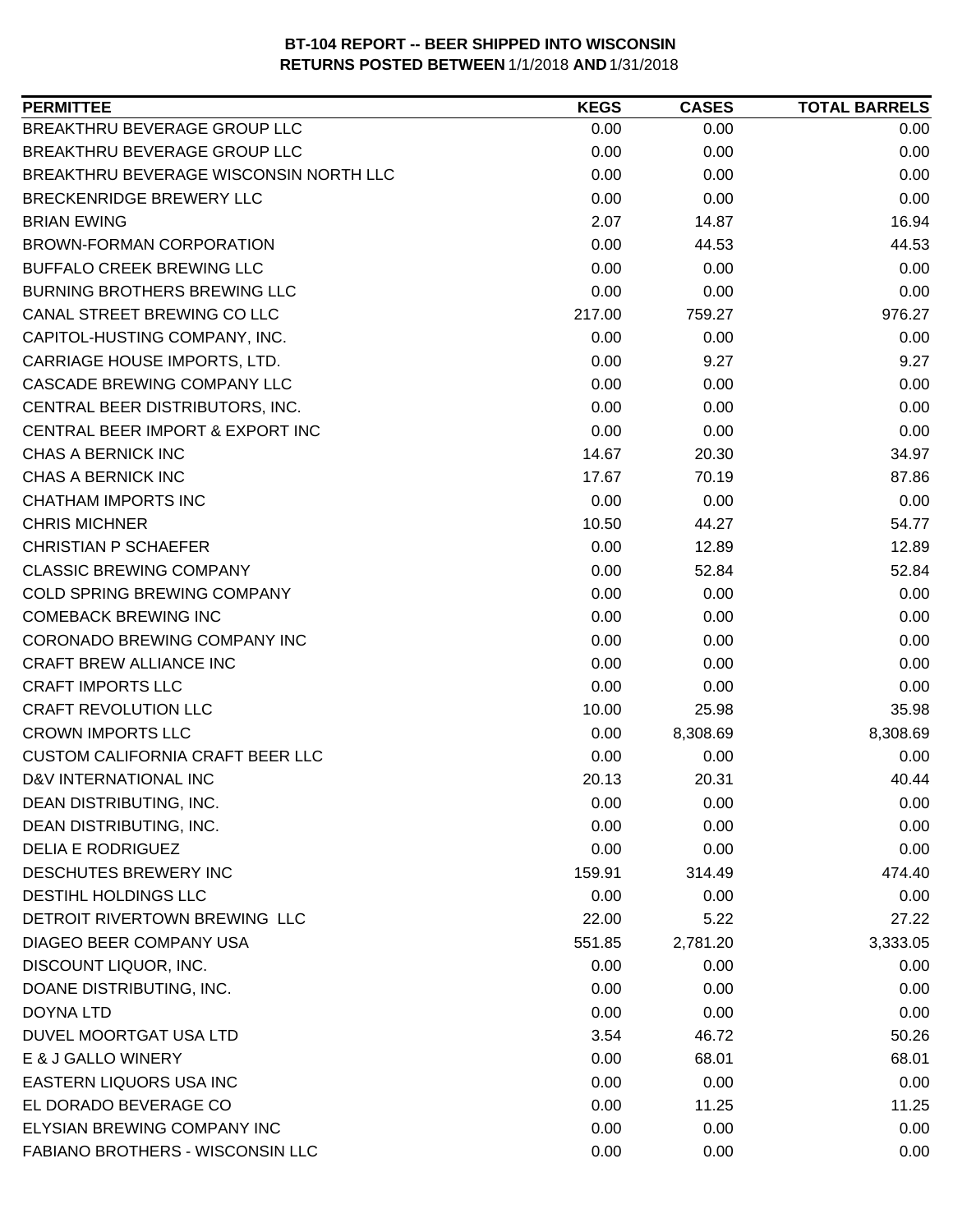**BT-104 REPORT -- BEER SHIPPED INTO WISCONSIN**
**RETURNS POSTED BETWEEN 1/1/2018 AND 1/31/2018**

| PERMITTEE | KEGS | CASES | TOTAL BARRELS |
|---|---|---|---|
| BREAKTHRU BEVERAGE GROUP LLC | 0.00 | 0.00 | 0.00 |
| BREAKTHRU BEVERAGE GROUP LLC | 0.00 | 0.00 | 0.00 |
| BREAKTHRU BEVERAGE WISCONSIN NORTH LLC | 0.00 | 0.00 | 0.00 |
| BRECKENRIDGE BREWERY LLC | 0.00 | 0.00 | 0.00 |
| BRIAN EWING | 2.07 | 14.87 | 16.94 |
| BROWN-FORMAN CORPORATION | 0.00 | 44.53 | 44.53 |
| BUFFALO CREEK BREWING LLC | 0.00 | 0.00 | 0.00 |
| BURNING BROTHERS BREWING LLC | 0.00 | 0.00 | 0.00 |
| CANAL STREET BREWING CO LLC | 217.00 | 759.27 | 976.27 |
| CAPITOL-HUSTING COMPANY, INC. | 0.00 | 0.00 | 0.00 |
| CARRIAGE HOUSE IMPORTS, LTD. | 0.00 | 9.27 | 9.27 |
| CASCADE BREWING COMPANY LLC | 0.00 | 0.00 | 0.00 |
| CENTRAL BEER DISTRIBUTORS, INC. | 0.00 | 0.00 | 0.00 |
| CENTRAL BEER IMPORT & EXPORT INC | 0.00 | 0.00 | 0.00 |
| CHAS A BERNICK INC | 14.67 | 20.30 | 34.97 |
| CHAS A BERNICK INC | 17.67 | 70.19 | 87.86 |
| CHATHAM IMPORTS INC | 0.00 | 0.00 | 0.00 |
| CHRIS MICHNER | 10.50 | 44.27 | 54.77 |
| CHRISTIAN P SCHAEFER | 0.00 | 12.89 | 12.89 |
| CLASSIC BREWING COMPANY | 0.00 | 52.84 | 52.84 |
| COLD SPRING BREWING COMPANY | 0.00 | 0.00 | 0.00 |
| COMEBACK BREWING INC | 0.00 | 0.00 | 0.00 |
| CORONADO BREWING COMPANY INC | 0.00 | 0.00 | 0.00 |
| CRAFT BREW ALLIANCE INC | 0.00 | 0.00 | 0.00 |
| CRAFT IMPORTS LLC | 0.00 | 0.00 | 0.00 |
| CRAFT REVOLUTION LLC | 10.00 | 25.98 | 35.98 |
| CROWN IMPORTS LLC | 0.00 | 8,308.69 | 8,308.69 |
| CUSTOM CALIFORNIA CRAFT BEER LLC | 0.00 | 0.00 | 0.00 |
| D&V INTERNATIONAL INC | 20.13 | 20.31 | 40.44 |
| DEAN DISTRIBUTING, INC. | 0.00 | 0.00 | 0.00 |
| DEAN DISTRIBUTING, INC. | 0.00 | 0.00 | 0.00 |
| DELIA E RODRIGUEZ | 0.00 | 0.00 | 0.00 |
| DESCHUTES BREWERY INC | 159.91 | 314.49 | 474.40 |
| DESTIHL HOLDINGS LLC | 0.00 | 0.00 | 0.00 |
| DETROIT RIVERTOWN BREWING LLC | 22.00 | 5.22 | 27.22 |
| DIAGEO BEER COMPANY USA | 551.85 | 2,781.20 | 3,333.05 |
| DISCOUNT LIQUOR, INC. | 0.00 | 0.00 | 0.00 |
| DOANE DISTRIBUTING, INC. | 0.00 | 0.00 | 0.00 |
| DOYNA LTD | 0.00 | 0.00 | 0.00 |
| DUVEL MOORTGAT USA LTD | 3.54 | 46.72 | 50.26 |
| E & J GALLO WINERY | 0.00 | 68.01 | 68.01 |
| EASTERN LIQUORS USA INC | 0.00 | 0.00 | 0.00 |
| EL DORADO BEVERAGE CO | 0.00 | 11.25 | 11.25 |
| ELYSIAN BREWING COMPANY INC | 0.00 | 0.00 | 0.00 |
| FABIANO BROTHERS - WISCONSIN LLC | 0.00 | 0.00 | 0.00 |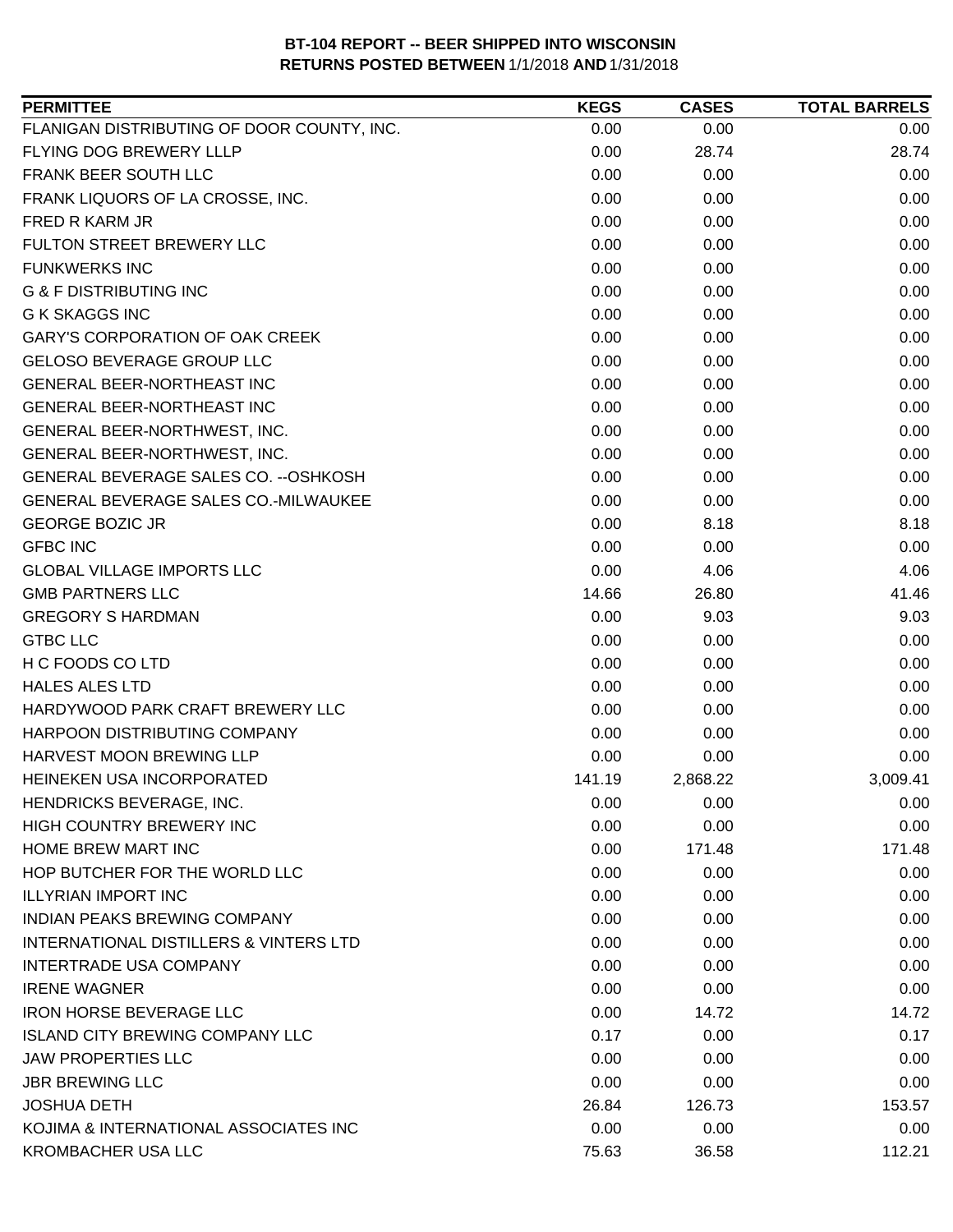**BT-104 REPORT -- BEER SHIPPED INTO WISCONSIN**
**RETURNS POSTED BETWEEN** 1/1/2018 **AND** 1/31/2018

| PERMITTEE | KEGS | CASES | TOTAL BARRELS |
|---|---|---|---|
| FLANIGAN DISTRIBUTING OF DOOR COUNTY, INC. | 0.00 | 0.00 | 0.00 |
| FLYING DOG BREWERY LLLP | 0.00 | 28.74 | 28.74 |
| FRANK BEER SOUTH LLC | 0.00 | 0.00 | 0.00 |
| FRANK LIQUORS OF LA CROSSE, INC. | 0.00 | 0.00 | 0.00 |
| FRED R KARM JR | 0.00 | 0.00 | 0.00 |
| FULTON STREET BREWERY LLC | 0.00 | 0.00 | 0.00 |
| FUNKWERKS INC | 0.00 | 0.00 | 0.00 |
| G & F DISTRIBUTING INC | 0.00 | 0.00 | 0.00 |
| G K SKAGGS INC | 0.00 | 0.00 | 0.00 |
| GARY'S CORPORATION OF OAK CREEK | 0.00 | 0.00 | 0.00 |
| GELOSO BEVERAGE GROUP LLC | 0.00 | 0.00 | 0.00 |
| GENERAL BEER-NORTHEAST INC | 0.00 | 0.00 | 0.00 |
| GENERAL BEER-NORTHEAST INC | 0.00 | 0.00 | 0.00 |
| GENERAL BEER-NORTHWEST, INC. | 0.00 | 0.00 | 0.00 |
| GENERAL BEER-NORTHWEST, INC. | 0.00 | 0.00 | 0.00 |
| GENERAL BEVERAGE SALES CO. --OSHKOSH | 0.00 | 0.00 | 0.00 |
| GENERAL BEVERAGE SALES CO.-MILWAUKEE | 0.00 | 0.00 | 0.00 |
| GEORGE BOZIC JR | 0.00 | 8.18 | 8.18 |
| GFBC INC | 0.00 | 0.00 | 0.00 |
| GLOBAL VILLAGE IMPORTS LLC | 0.00 | 4.06 | 4.06 |
| GMB PARTNERS LLC | 14.66 | 26.80 | 41.46 |
| GREGORY S HARDMAN | 0.00 | 9.03 | 9.03 |
| GTBC LLC | 0.00 | 0.00 | 0.00 |
| H C FOODS CO LTD | 0.00 | 0.00 | 0.00 |
| HALES ALES LTD | 0.00 | 0.00 | 0.00 |
| HARDYWOOD PARK CRAFT BREWERY LLC | 0.00 | 0.00 | 0.00 |
| HARPOON DISTRIBUTING COMPANY | 0.00 | 0.00 | 0.00 |
| HARVEST MOON BREWING LLP | 0.00 | 0.00 | 0.00 |
| HEINEKEN USA INCORPORATED | 141.19 | 2,868.22 | 3,009.41 |
| HENDRICKS BEVERAGE, INC. | 0.00 | 0.00 | 0.00 |
| HIGH COUNTRY BREWERY INC | 0.00 | 0.00 | 0.00 |
| HOME BREW MART INC | 0.00 | 171.48 | 171.48 |
| HOP BUTCHER FOR THE WORLD LLC | 0.00 | 0.00 | 0.00 |
| ILLYRIAN IMPORT INC | 0.00 | 0.00 | 0.00 |
| INDIAN PEAKS BREWING COMPANY | 0.00 | 0.00 | 0.00 |
| INTERNATIONAL DISTILLERS & VINTERS LTD | 0.00 | 0.00 | 0.00 |
| INTERTRADE USA COMPANY | 0.00 | 0.00 | 0.00 |
| IRENE WAGNER | 0.00 | 0.00 | 0.00 |
| IRON HORSE BEVERAGE LLC | 0.00 | 14.72 | 14.72 |
| ISLAND CITY BREWING COMPANY LLC | 0.17 | 0.00 | 0.17 |
| JAW PROPERTIES LLC | 0.00 | 0.00 | 0.00 |
| JBR BREWING LLC | 0.00 | 0.00 | 0.00 |
| JOSHUA DETH | 26.84 | 126.73 | 153.57 |
| KOJIMA & INTERNATIONAL ASSOCIATES INC | 0.00 | 0.00 | 0.00 |
| KROMBACHER USA LLC | 75.63 | 36.58 | 112.21 |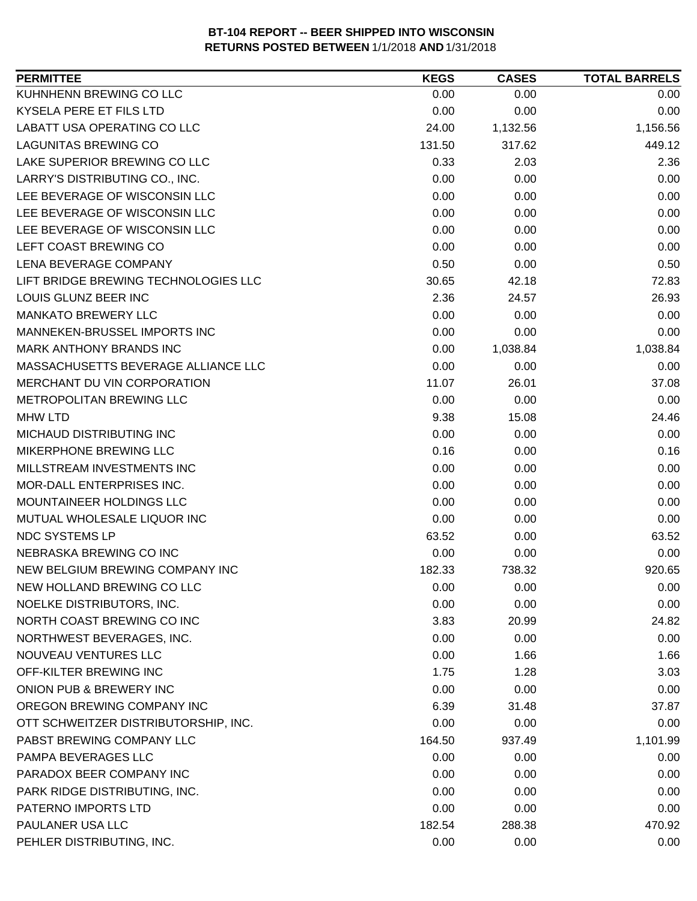**BT-104 REPORT -- BEER SHIPPED INTO WISCONSIN**
**RETURNS POSTED BETWEEN** 1/1/2018 **AND** 1/31/2018

| PERMITTEE | KEGS | CASES | TOTAL BARRELS |
|---|---|---|---|
| KUHNHENN BREWING CO LLC | 0.00 | 0.00 | 0.00 |
| KYSELA PERE ET FILS LTD | 0.00 | 0.00 | 0.00 |
| LABATT USA OPERATING CO LLC | 24.00 | 1,132.56 | 1,156.56 |
| LAGUNITAS BREWING CO | 131.50 | 317.62 | 449.12 |
| LAKE SUPERIOR BREWING CO LLC | 0.33 | 2.03 | 2.36 |
| LARRY'S DISTRIBUTING CO., INC. | 0.00 | 0.00 | 0.00 |
| LEE BEVERAGE OF WISCONSIN LLC | 0.00 | 0.00 | 0.00 |
| LEE BEVERAGE OF WISCONSIN LLC | 0.00 | 0.00 | 0.00 |
| LEE BEVERAGE OF WISCONSIN LLC | 0.00 | 0.00 | 0.00 |
| LEFT COAST BREWING CO | 0.00 | 0.00 | 0.00 |
| LENA BEVERAGE COMPANY | 0.50 | 0.00 | 0.50 |
| LIFT BRIDGE BREWING TECHNOLOGIES LLC | 30.65 | 42.18 | 72.83 |
| LOUIS GLUNZ BEER INC | 2.36 | 24.57 | 26.93 |
| MANKATO BREWERY LLC | 0.00 | 0.00 | 0.00 |
| MANNEKEN-BRUSSEL IMPORTS INC | 0.00 | 0.00 | 0.00 |
| MARK ANTHONY BRANDS INC | 0.00 | 1,038.84 | 1,038.84 |
| MASSACHUSETTS BEVERAGE ALLIANCE LLC | 0.00 | 0.00 | 0.00 |
| MERCHANT DU VIN CORPORATION | 11.07 | 26.01 | 37.08 |
| METROPOLITAN BREWING LLC | 0.00 | 0.00 | 0.00 |
| MHW LTD | 9.38 | 15.08 | 24.46 |
| MICHAUD DISTRIBUTING INC | 0.00 | 0.00 | 0.00 |
| MIKERPHONE BREWING LLC | 0.16 | 0.00 | 0.16 |
| MILLSTREAM INVESTMENTS INC | 0.00 | 0.00 | 0.00 |
| MOR-DALL ENTERPRISES INC. | 0.00 | 0.00 | 0.00 |
| MOUNTAINEER HOLDINGS LLC | 0.00 | 0.00 | 0.00 |
| MUTUAL WHOLESALE LIQUOR INC | 0.00 | 0.00 | 0.00 |
| NDC SYSTEMS LP | 63.52 | 0.00 | 63.52 |
| NEBRASKA BREWING CO INC | 0.00 | 0.00 | 0.00 |
| NEW BELGIUM BREWING COMPANY INC | 182.33 | 738.32 | 920.65 |
| NEW HOLLAND BREWING CO LLC | 0.00 | 0.00 | 0.00 |
| NOELKE DISTRIBUTORS, INC. | 0.00 | 0.00 | 0.00 |
| NORTH COAST BREWING CO INC | 3.83 | 20.99 | 24.82 |
| NORTHWEST BEVERAGES, INC. | 0.00 | 0.00 | 0.00 |
| NOUVEAU VENTURES LLC | 0.00 | 1.66 | 1.66 |
| OFF-KILTER BREWING INC | 1.75 | 1.28 | 3.03 |
| ONION PUB & BREWERY INC | 0.00 | 0.00 | 0.00 |
| OREGON BREWING COMPANY INC | 6.39 | 31.48 | 37.87 |
| OTT SCHWEITZER DISTRIBUTORSHIP, INC. | 0.00 | 0.00 | 0.00 |
| PABST BREWING COMPANY LLC | 164.50 | 937.49 | 1,101.99 |
| PAMPA BEVERAGES LLC | 0.00 | 0.00 | 0.00 |
| PARADOX BEER COMPANY INC | 0.00 | 0.00 | 0.00 |
| PARK RIDGE DISTRIBUTING, INC. | 0.00 | 0.00 | 0.00 |
| PATERNO IMPORTS LTD | 0.00 | 0.00 | 0.00 |
| PAULANER USA LLC | 182.54 | 288.38 | 470.92 |
| PEHLER DISTRIBUTING, INC. | 0.00 | 0.00 | 0.00 |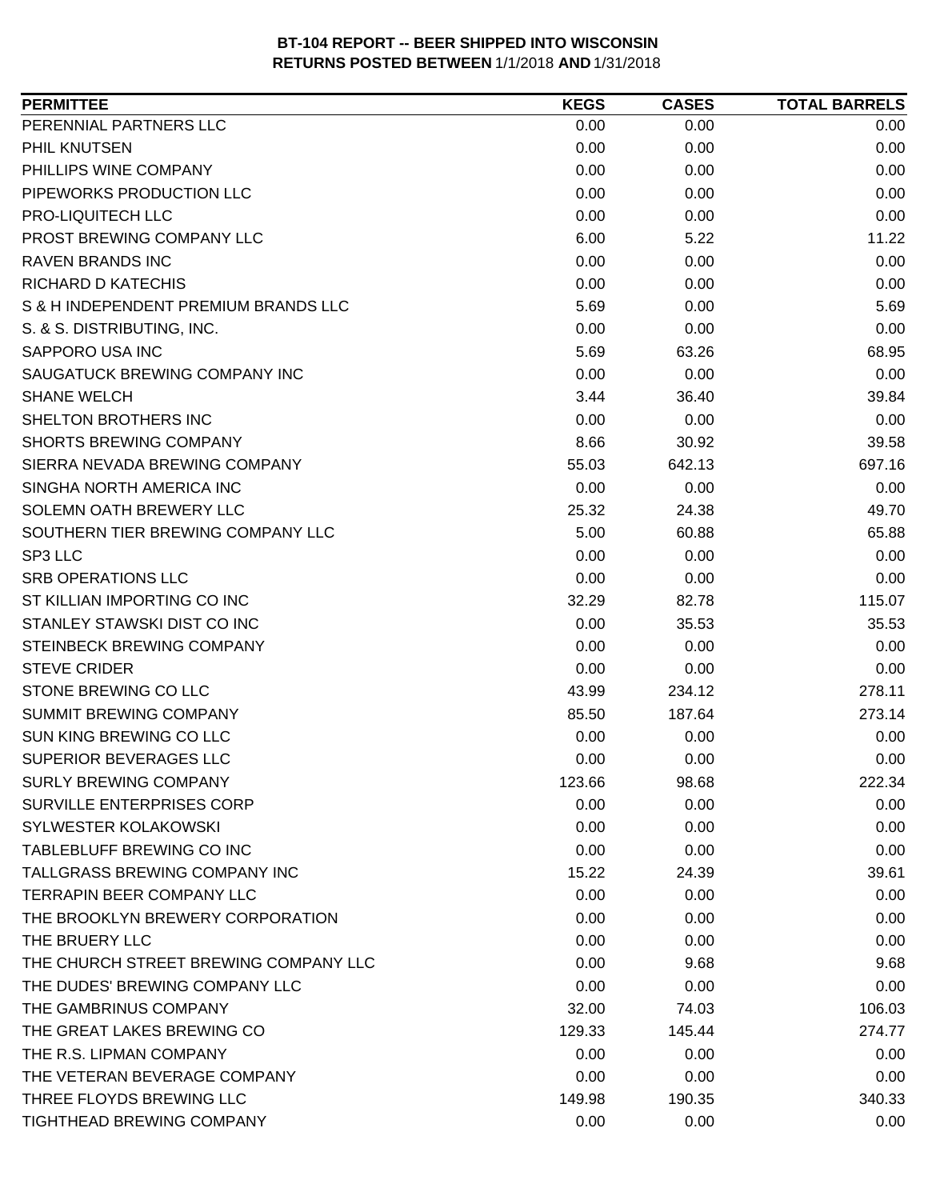# BT-104 REPORT -- BEER SHIPPED INTO WISCONSIN

**RETURNS POSTED BETWEEN** 1/1/2018 **AND** 1/31/2018

| PERMITTEE | KEGS | CASES | TOTAL BARRELS |
|---|---|---|---|
| PERENNIAL PARTNERS LLC | 0.00 | 0.00 | 0.00 |
| PHIL KNUTSEN | 0.00 | 0.00 | 0.00 |
| PHILLIPS WINE COMPANY | 0.00 | 0.00 | 0.00 |
| PIPEWORKS PRODUCTION LLC | 0.00 | 0.00 | 0.00 |
| PRO-LIQUITECH LLC | 0.00 | 0.00 | 0.00 |
| PROST BREWING COMPANY LLC | 6.00 | 5.22 | 11.22 |
| RAVEN BRANDS INC | 0.00 | 0.00 | 0.00 |
| RICHARD D KATECHIS | 0.00 | 0.00 | 0.00 |
| S & H INDEPENDENT PREMIUM BRANDS LLC | 5.69 | 0.00 | 5.69 |
| S. & S. DISTRIBUTING, INC. | 0.00 | 0.00 | 0.00 |
| SAPPORO USA INC | 5.69 | 63.26 | 68.95 |
| SAUGATUCK BREWING COMPANY INC | 0.00 | 0.00 | 0.00 |
| SHANE WELCH | 3.44 | 36.40 | 39.84 |
| SHELTON BROTHERS INC | 0.00 | 0.00 | 0.00 |
| SHORTS BREWING COMPANY | 8.66 | 30.92 | 39.58 |
| SIERRA NEVADA BREWING COMPANY | 55.03 | 642.13 | 697.16 |
| SINGHA NORTH AMERICA INC | 0.00 | 0.00 | 0.00 |
| SOLEMN OATH BREWERY LLC | 25.32 | 24.38 | 49.70 |
| SOUTHERN TIER BREWING COMPANY LLC | 5.00 | 60.88 | 65.88 |
| SP3 LLC | 0.00 | 0.00 | 0.00 |
| SRB OPERATIONS LLC | 0.00 | 0.00 | 0.00 |
| ST KILLIAN IMPORTING CO INC | 32.29 | 82.78 | 115.07 |
| STANLEY STAWSKI DIST CO INC | 0.00 | 35.53 | 35.53 |
| STEINBECK BREWING COMPANY | 0.00 | 0.00 | 0.00 |
| STEVE CRIDER | 0.00 | 0.00 | 0.00 |
| STONE BREWING CO LLC | 43.99 | 234.12 | 278.11 |
| SUMMIT BREWING COMPANY | 85.50 | 187.64 | 273.14 |
| SUN KING BREWING CO LLC | 0.00 | 0.00 | 0.00 |
| SUPERIOR BEVERAGES LLC | 0.00 | 0.00 | 0.00 |
| SURLY BREWING COMPANY | 123.66 | 98.68 | 222.34 |
| SURVILLE ENTERPRISES CORP | 0.00 | 0.00 | 0.00 |
| SYLWESTER KOLAKOWSKI | 0.00 | 0.00 | 0.00 |
| TABLEBLUFF BREWING CO INC | 0.00 | 0.00 | 0.00 |
| TALLGRASS BREWING COMPANY INC | 15.22 | 24.39 | 39.61 |
| TERRAPIN BEER COMPANY LLC | 0.00 | 0.00 | 0.00 |
| THE BROOKLYN BREWERY CORPORATION | 0.00 | 0.00 | 0.00 |
| THE BRUERY LLC | 0.00 | 0.00 | 0.00 |
| THE CHURCH STREET BREWING COMPANY LLC | 0.00 | 9.68 | 9.68 |
| THE DUDES' BREWING COMPANY LLC | 0.00 | 0.00 | 0.00 |
| THE GAMBRINUS COMPANY | 32.00 | 74.03 | 106.03 |
| THE GREAT LAKES BREWING CO | 129.33 | 145.44 | 274.77 |
| THE R.S. LIPMAN COMPANY | 0.00 | 0.00 | 0.00 |
| THE VETERAN BEVERAGE COMPANY | 0.00 | 0.00 | 0.00 |
| THREE FLOYDS BREWING LLC | 149.98 | 190.35 | 340.33 |
| TIGHTHEAD BREWING COMPANY | 0.00 | 0.00 | 0.00 |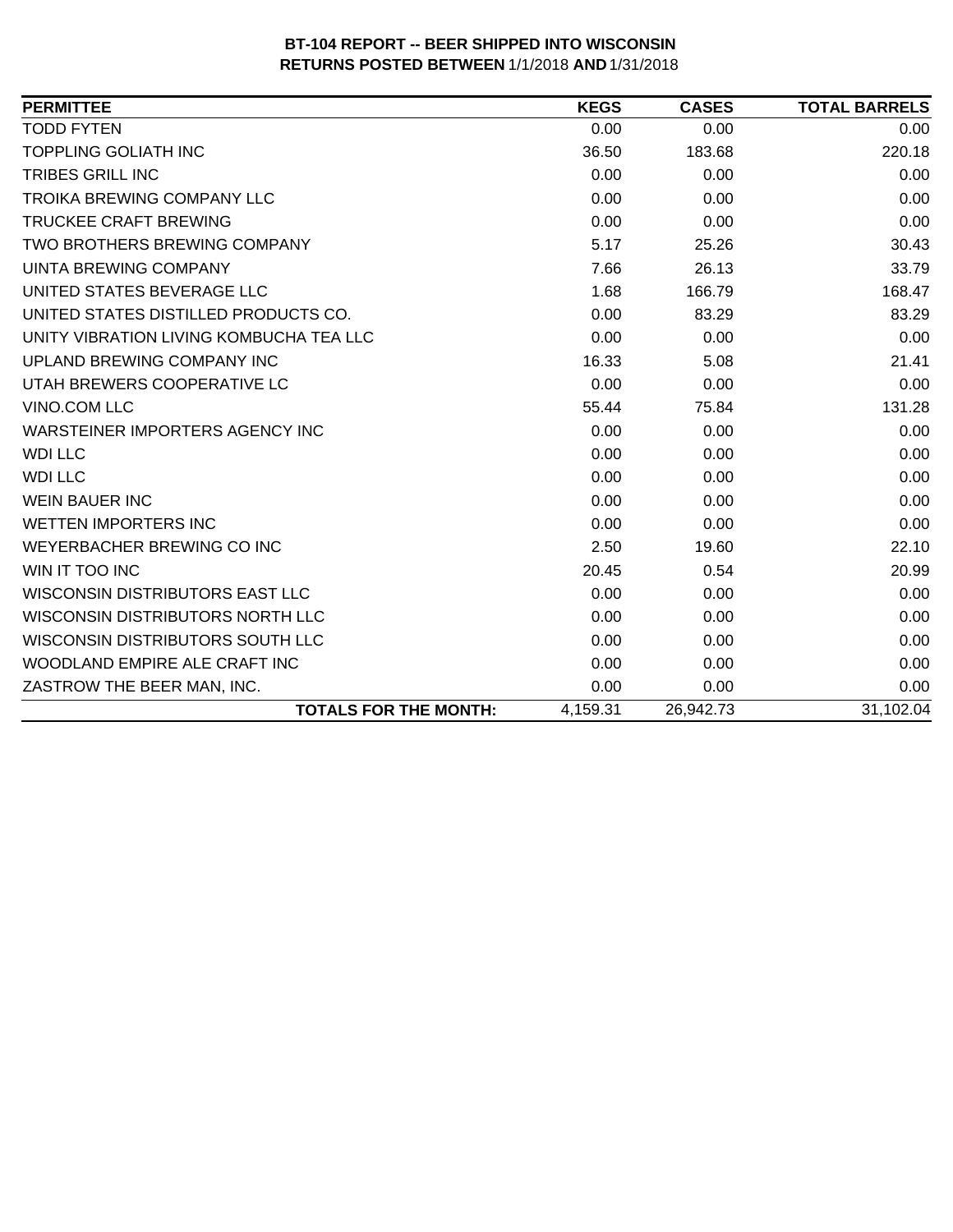**BT-104 REPORT -- BEER SHIPPED INTO WISCONSIN**
**RETURNS POSTED BETWEEN** 1/1/2018 **AND** 1/31/2018

| PERMITTEE | KEGS | CASES | TOTAL BARRELS |
|---|---|---|---|
| TODD FYTEN | 0.00 | 0.00 | 0.00 |
| TOPPLING GOLIATH INC | 36.50 | 183.68 | 220.18 |
| TRIBES GRILL INC | 0.00 | 0.00 | 0.00 |
| TROIKA BREWING COMPANY LLC | 0.00 | 0.00 | 0.00 |
| TRUCKEE CRAFT BREWING | 0.00 | 0.00 | 0.00 |
| TWO BROTHERS BREWING COMPANY | 5.17 | 25.26 | 30.43 |
| UINTA BREWING COMPANY | 7.66 | 26.13 | 33.79 |
| UNITED STATES BEVERAGE LLC | 1.68 | 166.79 | 168.47 |
| UNITED STATES DISTILLED PRODUCTS CO. | 0.00 | 83.29 | 83.29 |
| UNITY VIBRATION LIVING KOMBUCHA TEA LLC | 0.00 | 0.00 | 0.00 |
| UPLAND BREWING COMPANY INC | 16.33 | 5.08 | 21.41 |
| UTAH BREWERS COOPERATIVE LC | 0.00 | 0.00 | 0.00 |
| VINO.COM LLC | 55.44 | 75.84 | 131.28 |
| WARSTEINER IMPORTERS AGENCY INC | 0.00 | 0.00 | 0.00 |
| WDI LLC | 0.00 | 0.00 | 0.00 |
| WDI LLC | 0.00 | 0.00 | 0.00 |
| WEIN BAUER INC | 0.00 | 0.00 | 0.00 |
| WETTEN IMPORTERS INC | 0.00 | 0.00 | 0.00 |
| WEYERBACHER BREWING CO INC | 2.50 | 19.60 | 22.10 |
| WIN IT TOO INC | 20.45 | 0.54 | 20.99 |
| WISCONSIN DISTRIBUTORS EAST LLC | 0.00 | 0.00 | 0.00 |
| WISCONSIN DISTRIBUTORS NORTH LLC | 0.00 | 0.00 | 0.00 |
| WISCONSIN DISTRIBUTORS SOUTH LLC | 0.00 | 0.00 | 0.00 |
| WOODLAND EMPIRE ALE CRAFT INC | 0.00 | 0.00 | 0.00 |
| ZASTROW THE BEER MAN, INC. | 0.00 | 0.00 | 0.00 |
| **TOTALS FOR THE MONTH:** | 4,159.31 | 26,942.73 | 31,102.04 |